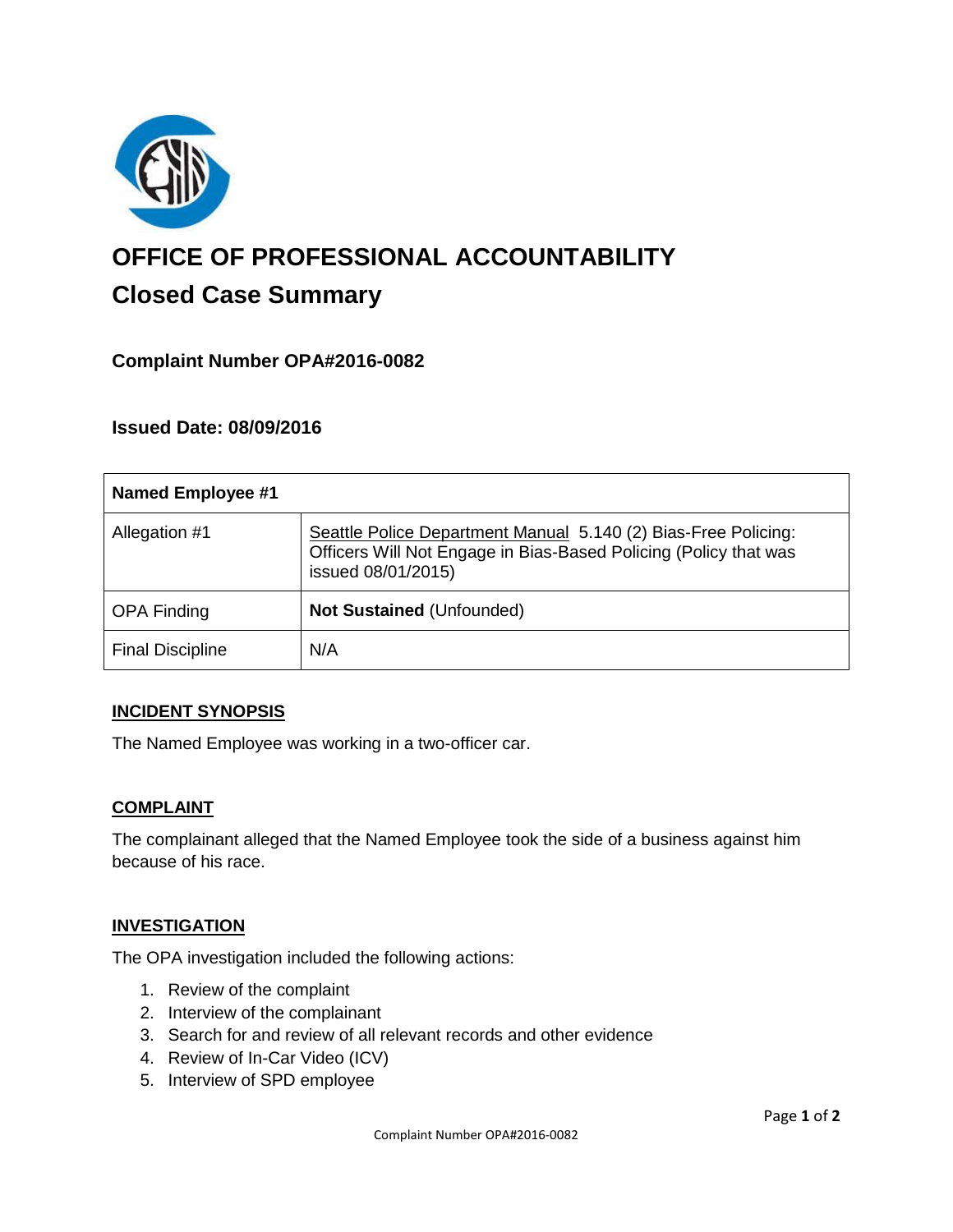# OFFICE OF PROFESSIONAL ACCOUNTABILITY

## Closed Case Summary

### Complaint Number OPA#2016-0082

### Issued Date: 08/09/2016

| Named Employee #1 | |
|---|---|
| Allegation #1 | Seattle Police Department Manual 5.140 (2) Bias-Free Policing: Officers Will Not Engage in Bias-Based Policing (Policy that was issued 08/01/2015) |
| OPA Finding | **Not Sustained** (Unfounded) |
| Final Discipline | N/A |

## INCIDENT SYNOPSIS

The Named Employee was working in a two-officer car.

## COMPLAINT

The complainant alleged that the Named Employee took the side of a business against him because of his race.

## INVESTIGATION

The OPA investigation included the following actions:

1. Review of the complaint
2. Interview of the complainant
3. Search for and review of all relevant records and other evidence
4. Review of In-Car Video (ICV)
5. Interview of SPD employee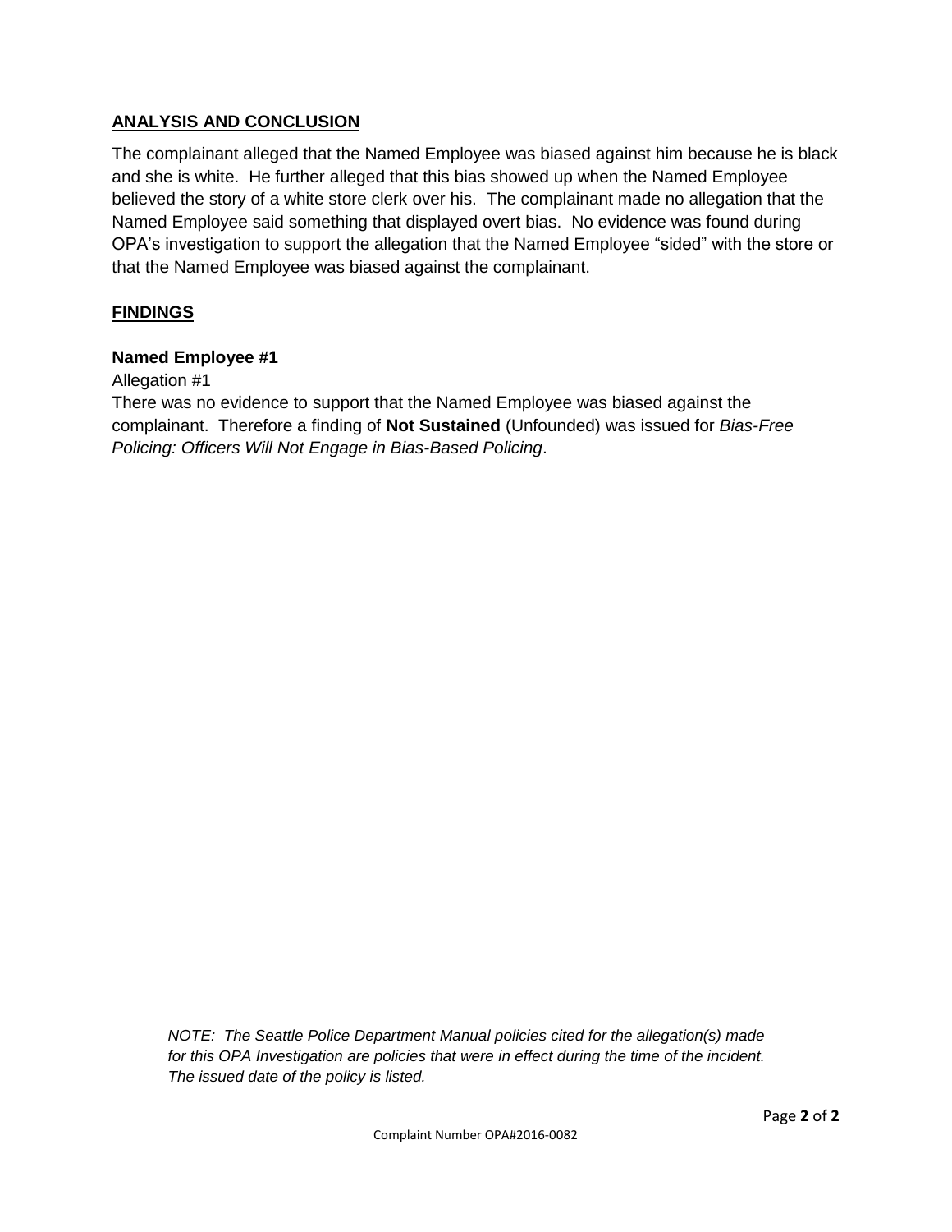## ANALYSIS AND CONCLUSION

The complainant alleged that the Named Employee was biased against him because he is black and she is white. He further alleged that this bias showed up when the Named Employee believed the story of a white store clerk over his. The complainant made no allegation that the Named Employee said something that displayed overt bias. No evidence was found during OPA's investigation to support the allegation that the Named Employee "sided" with the store or that the Named Employee was biased against the complainant.

## FINDINGS

**Named Employee #1**

Allegation #1

There was no evidence to support that the Named Employee was biased against the complainant. Therefore a finding of **Not Sustained** (Unfounded) was issued for *Bias-Free Policing: Officers Will Not Engage in Bias-Based Policing*.

*NOTE: The Seattle Police Department Manual policies cited for the allegation(s) made for this OPA Investigation are policies that were in effect during the time of the incident. The issued date of the policy is listed.*

Complaint Number OPA#2016-0082